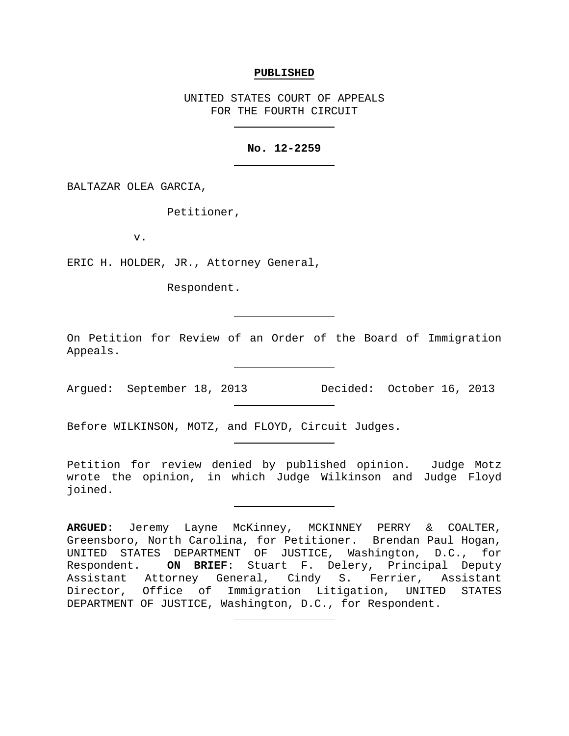**PUBLISHED**

UNITED STATES COURT OF APPEALS
FOR THE FOURTH CIRCUIT

---

**No. 12-2259**

---

BALTAZAR OLEA GARCIA,

Petitioner,

v.

ERIC H. HOLDER, JR., Attorney General,

Respondent.

---

On Petition for Review of an Order of the Board of Immigration Appeals.

---

Argued: September 18, 2013 Decided: October 16, 2013

---

Before WILKINSON, MOTZ, and FLOYD, Circuit Judges.

---

Petition for review denied by published opinion. Judge Motz wrote the opinion, in which Judge Wilkinson and Judge Floyd joined.

---

**ARGUED**: Jeremy Layne McKinney, MCKINNEY PERRY & COALTER, Greensboro, North Carolina, for Petitioner. Brendan Paul Hogan, UNITED STATES DEPARTMENT OF JUSTICE, Washington, D.C., for Respondent. **ON BRIEF**: Stuart F. Delery, Principal Deputy Assistant Attorney General, Cindy S. Ferrier, Assistant Director, Office of Immigration Litigation, UNITED STATES DEPARTMENT OF JUSTICE, Washington, D.C., for Respondent.

---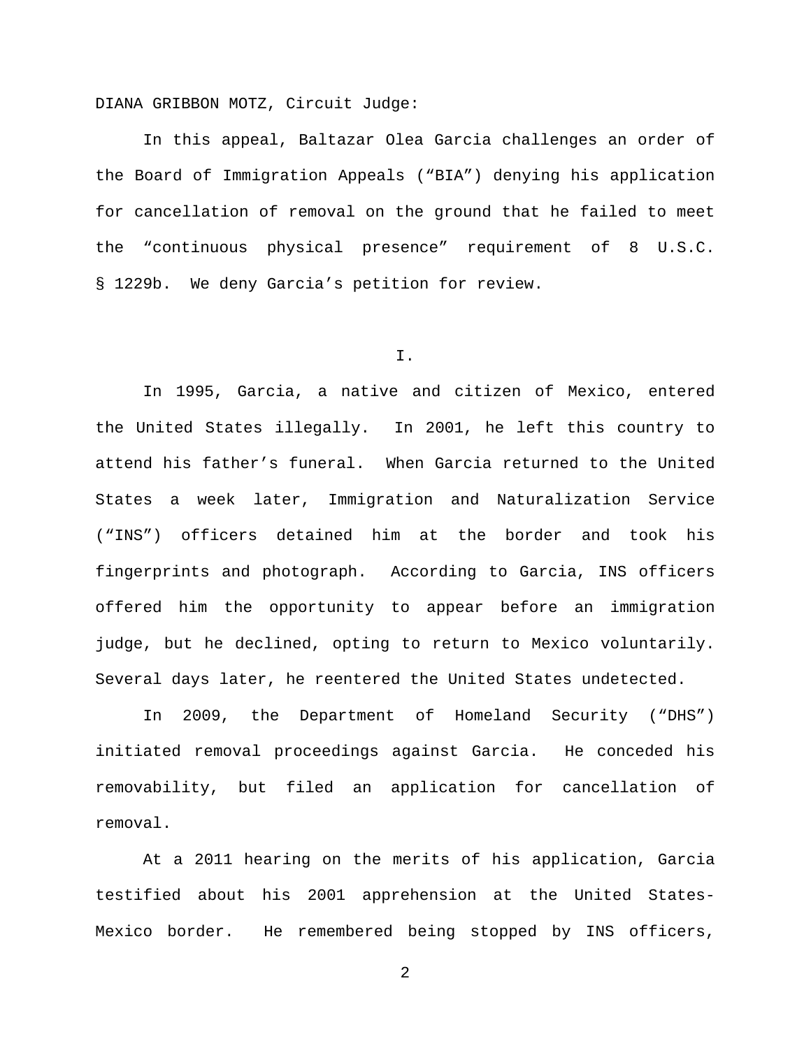DIANA GRIBBON MOTZ, Circuit Judge:

In this appeal, Baltazar Olea Garcia challenges an order of the Board of Immigration Appeals ("BIA") denying his application for cancellation of removal on the ground that he failed to meet the "continuous physical presence" requirement of 8 U.S.C. § 1229b. We deny Garcia's petition for review.

I.

In 1995, Garcia, a native and citizen of Mexico, entered the United States illegally. In 2001, he left this country to attend his father's funeral. When Garcia returned to the United States a week later, Immigration and Naturalization Service ("INS") officers detained him at the border and took his fingerprints and photograph. According to Garcia, INS officers offered him the opportunity to appear before an immigration judge, but he declined, opting to return to Mexico voluntarily. Several days later, he reentered the United States undetected.

In 2009, the Department of Homeland Security ("DHS") initiated removal proceedings against Garcia. He conceded his removability, but filed an application for cancellation of removal.

At a 2011 hearing on the merits of his application, Garcia testified about his 2001 apprehension at the United States-Mexico border. He remembered being stopped by INS officers,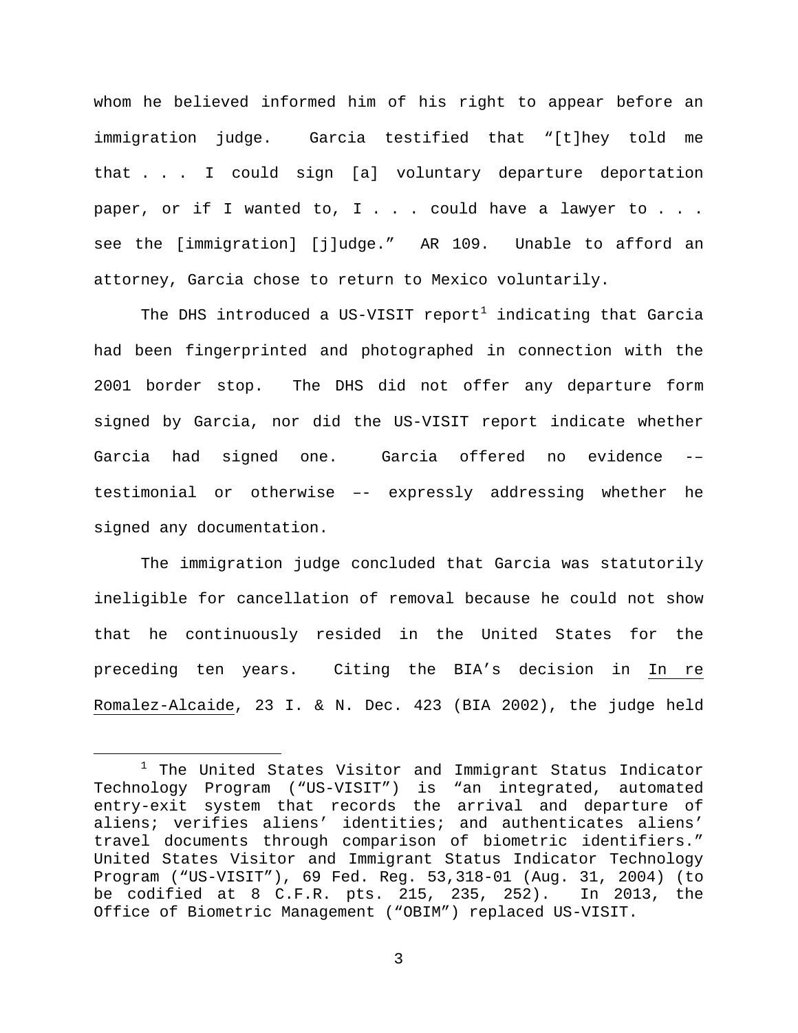whom he believed informed him of his right to appear before an immigration judge. Garcia testified that "[t]hey told me that . . . I could sign [a] voluntary departure deportation paper, or if I wanted to, I . . . could have a lawyer to . . . see the [immigration] [j]udge." AR 109. Unable to afford an attorney, Garcia chose to return to Mexico voluntarily.

The DHS introduced a US-VISIT report[1] indicating that Garcia had been fingerprinted and photographed in connection with the 2001 border stop. The DHS did not offer any departure form signed by Garcia, nor did the US-VISIT report indicate whether Garcia had signed one. Garcia offered no evidence -– testimonial or otherwise –- expressly addressing whether he signed any documentation.

The immigration judge concluded that Garcia was statutorily ineligible for cancellation of removal because he could not show that he continuously resided in the United States for the preceding ten years. Citing the BIA's decision in <u>In re Romalez-Alcaide</u>, 23 I. & N. Dec. 423 (BIA 2002), the judge held

---

[1] The United States Visitor and Immigrant Status Indicator Technology Program ("US-VISIT") is "an integrated, automated entry-exit system that records the arrival and departure of aliens; verifies aliens' identities; and authenticates aliens' travel documents through comparison of biometric identifiers." United States Visitor and Immigrant Status Indicator Technology Program ("US-VISIT"), 69 Fed. Reg. 53,318-01 (Aug. 31, 2004) (to be codified at 8 C.F.R. pts. 215, 235, 252). In 2013, the Office of Biometric Management ("OBIM") replaced US-VISIT.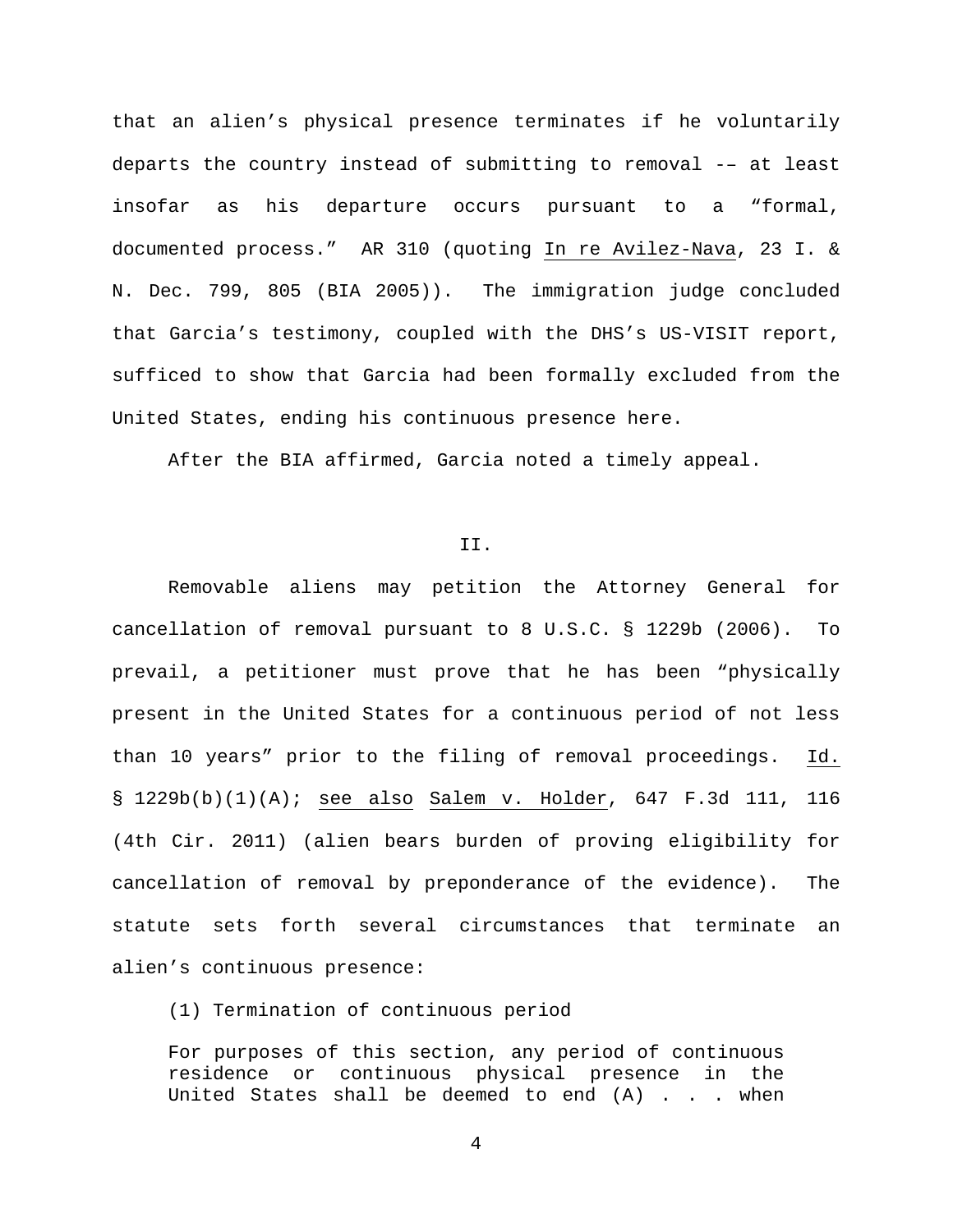that an alien's physical presence terminates if he voluntarily departs the country instead of submitting to removal -– at least insofar as his departure occurs pursuant to a "formal, documented process." AR 310 (quoting In re Avilez-Nava, 23 I. & N. Dec. 799, 805 (BIA 2005)). The immigration judge concluded that Garcia's testimony, coupled with the DHS's US-VISIT report, sufficed to show that Garcia had been formally excluded from the United States, ending his continuous presence here.

After the BIA affirmed, Garcia noted a timely appeal.

## II.

Removable aliens may petition the Attorney General for cancellation of removal pursuant to 8 U.S.C. § 1229b (2006). To prevail, a petitioner must prove that he has been "physically present in the United States for a continuous period of not less than 10 years" prior to the filing of removal proceedings. Id. § 1229b(b)(1)(A); see also Salem v. Holder, 647 F.3d 111, 116 (4th Cir. 2011) (alien bears burden of proving eligibility for cancellation of removal by preponderance of the evidence). The statute sets forth several circumstances that terminate an alien's continuous presence:

> (1) Termination of continuous period
>
> For purposes of this section, any period of continuous residence or continuous physical presence in the United States shall be deemed to end (A) . . . when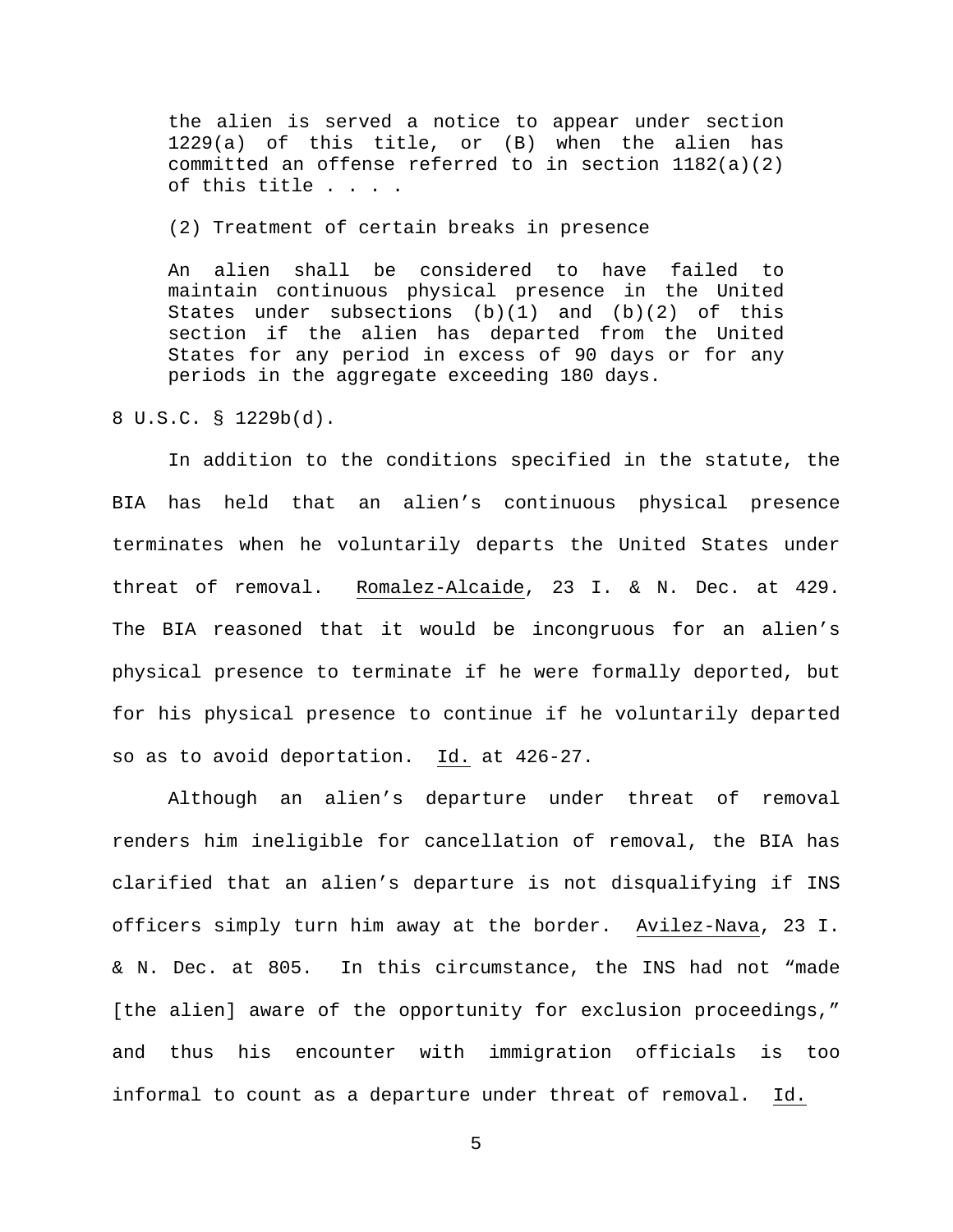> the alien is served a notice to appear under section 1229(a) of this title, or (B) when the alien has committed an offense referred to in section 1182(a)(2) of this title . . . .
>
> (2) Treatment of certain breaks in presence
>
> An alien shall be considered to have failed to maintain continuous physical presence in the United States under subsections (b)(1) and (b)(2) of this section if the alien has departed from the United States for any period in excess of 90 days or for any periods in the aggregate exceeding 180 days.

8 U.S.C. § 1229b(d).

In addition to the conditions specified in the statute, the BIA has held that an alien's continuous physical presence terminates when he voluntarily departs the United States under threat of removal. Romalez-Alcaide, 23 I. & N. Dec. at 429. The BIA reasoned that it would be incongruous for an alien's physical presence to terminate if he were formally deported, but for his physical presence to continue if he voluntarily departed so as to avoid deportation. Id. at 426-27.

Although an alien's departure under threat of removal renders him ineligible for cancellation of removal, the BIA has clarified that an alien's departure is not disqualifying if INS officers simply turn him away at the border. Avilez-Nava, 23 I. & N. Dec. at 805. In this circumstance, the INS had not "made [the alien] aware of the opportunity for exclusion proceedings," and thus his encounter with immigration officials is too informal to count as a departure under threat of removal. Id.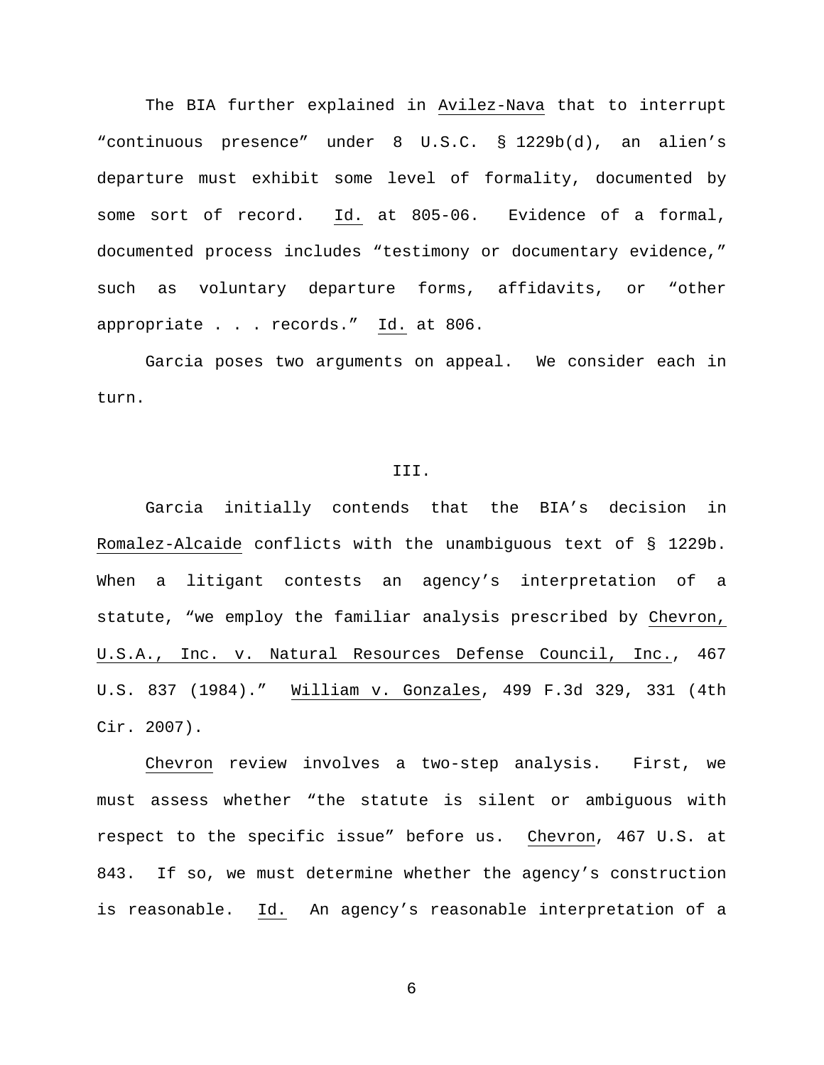The BIA further explained in Avilez-Nava that to interrupt "continuous presence" under 8 U.S.C. § 1229b(d), an alien's departure must exhibit some level of formality, documented by some sort of record. Id. at 805-06. Evidence of a formal, documented process includes "testimony or documentary evidence," such as voluntary departure forms, affidavits, or "other appropriate . . . records." Id. at 806.

Garcia poses two arguments on appeal. We consider each in turn.

## III.

Garcia initially contends that the BIA's decision in Romalez-Alcaide conflicts with the unambiguous text of § 1229b. When a litigant contests an agency's interpretation of a statute, "we employ the familiar analysis prescribed by Chevron, U.S.A., Inc. v. Natural Resources Defense Council, Inc., 467 U.S. 837 (1984)." William v. Gonzales, 499 F.3d 329, 331 (4th Cir. 2007).

Chevron review involves a two-step analysis. First, we must assess whether "the statute is silent or ambiguous with respect to the specific issue" before us. Chevron, 467 U.S. at 843. If so, we must determine whether the agency's construction is reasonable. Id. An agency's reasonable interpretation of a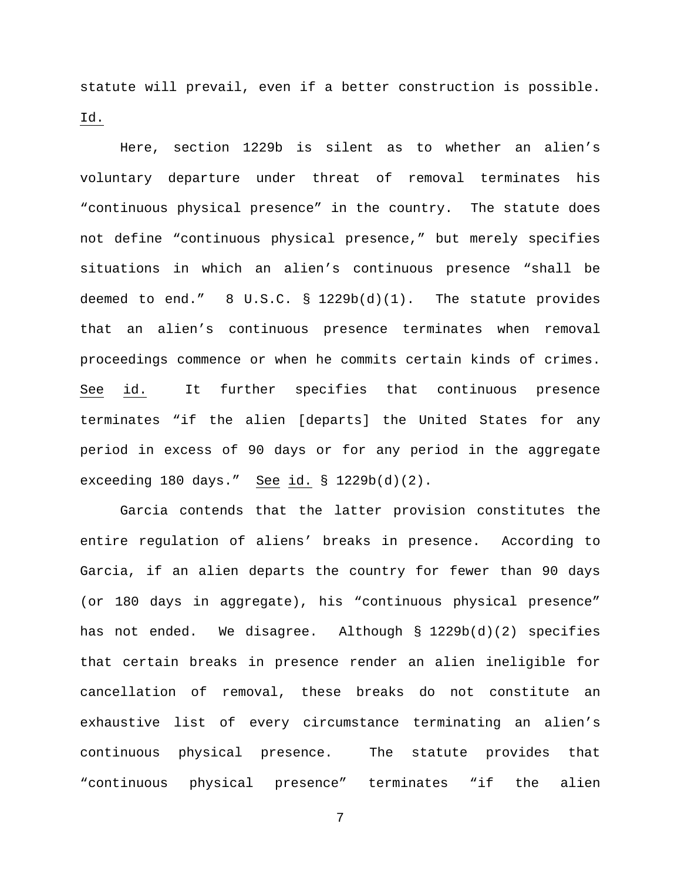statute will prevail, even if a better construction is possible. Id.

Here, section 1229b is silent as to whether an alien's voluntary departure under threat of removal terminates his "continuous physical presence" in the country. The statute does not define "continuous physical presence," but merely specifies situations in which an alien's continuous presence "shall be deemed to end." 8 U.S.C. § 1229b(d)(1). The statute provides that an alien's continuous presence terminates when removal proceedings commence or when he commits certain kinds of crimes. See id. It further specifies that continuous presence terminates "if the alien [departs] the United States for any period in excess of 90 days or for any period in the aggregate exceeding 180 days." See id. § 1229b(d)(2).

Garcia contends that the latter provision constitutes the entire regulation of aliens' breaks in presence. According to Garcia, if an alien departs the country for fewer than 90 days (or 180 days in aggregate), his "continuous physical presence" has not ended. We disagree. Although § 1229b(d)(2) specifies that certain breaks in presence render an alien ineligible for cancellation of removal, these breaks do not constitute an exhaustive list of every circumstance terminating an alien's continuous physical presence. The statute provides that "continuous physical presence" terminates "if the alien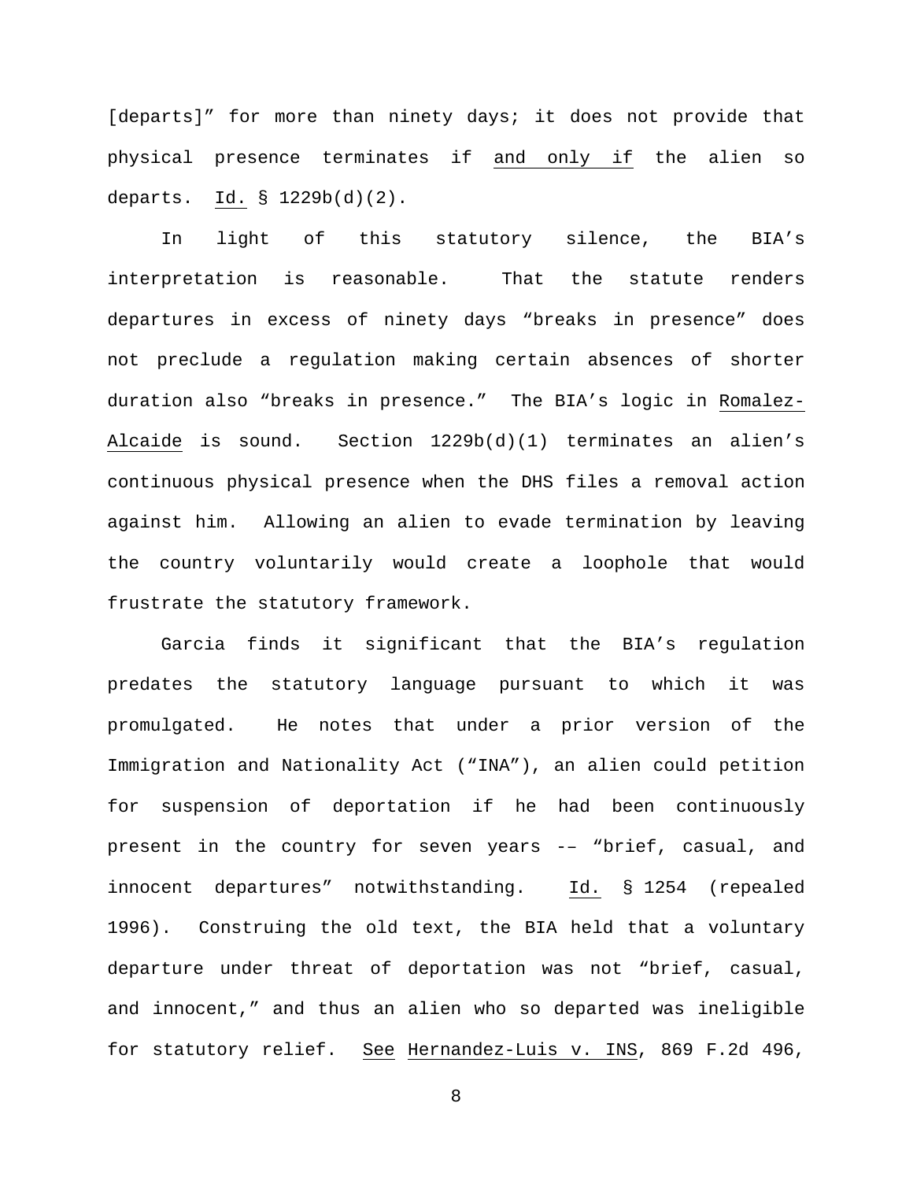[departs]" for more than ninety days; it does not provide that physical presence terminates if <u>and only if</u> the alien so departs. <u>Id.</u> § 1229b(d)(2).

In light of this statutory silence, the BIA's interpretation is reasonable. That the statute renders departures in excess of ninety days "breaks in presence" does not preclude a regulation making certain absences of shorter duration also "breaks in presence." The BIA's logic in <u>Romalez-Alcaide</u> is sound. Section 1229b(d)(1) terminates an alien's continuous physical presence when the DHS files a removal action against him. Allowing an alien to evade termination by leaving the country voluntarily would create a loophole that would frustrate the statutory framework.

Garcia finds it significant that the BIA's regulation predates the statutory language pursuant to which it was promulgated. He notes that under a prior version of the Immigration and Nationality Act ("INA"), an alien could petition for suspension of deportation if he had been continuously present in the country for seven years –– "brief, casual, and innocent departures" notwithstanding. <u>Id.</u> § 1254 (repealed 1996). Construing the old text, the BIA held that a voluntary departure under threat of deportation was not "brief, casual, and innocent," and thus an alien who so departed was ineligible for statutory relief. <u>See</u> <u>Hernandez-Luis v. INS</u>, 869 F.2d 496,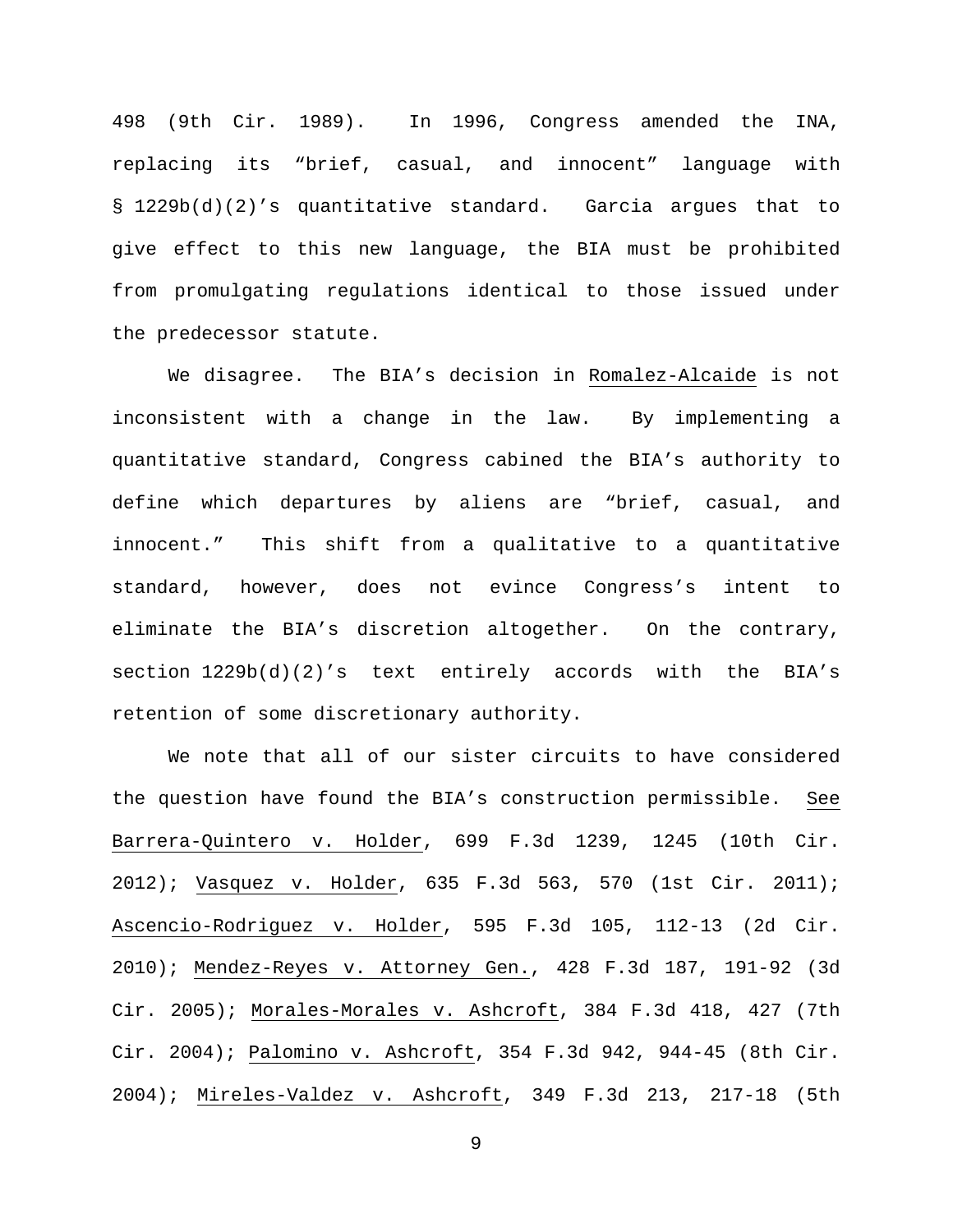498 (9th Cir. 1989). In 1996, Congress amended the INA, replacing its "brief, casual, and innocent" language with § 1229b(d)(2)'s quantitative standard. Garcia argues that to give effect to this new language, the BIA must be prohibited from promulgating regulations identical to those issued under the predecessor statute.

We disagree. The BIA's decision in Romalez-Alcaide is not inconsistent with a change in the law. By implementing a quantitative standard, Congress cabined the BIA's authority to define which departures by aliens are "brief, casual, and innocent." This shift from a qualitative to a quantitative standard, however, does not evince Congress's intent to eliminate the BIA's discretion altogether. On the contrary, section 1229b(d)(2)'s text entirely accords with the BIA's retention of some discretionary authority.

We note that all of our sister circuits to have considered the question have found the BIA's construction permissible. See Barrera-Quintero v. Holder, 699 F.3d 1239, 1245 (10th Cir. 2012); Vasquez v. Holder, 635 F.3d 563, 570 (1st Cir. 2011); Ascencio-Rodriguez v. Holder, 595 F.3d 105, 112-13 (2d Cir. 2010); Mendez-Reyes v. Attorney Gen., 428 F.3d 187, 191-92 (3d Cir. 2005); Morales-Morales v. Ashcroft, 384 F.3d 418, 427 (7th Cir. 2004); Palomino v. Ashcroft, 354 F.3d 942, 944-45 (8th Cir. 2004); Mireles-Valdez v. Ashcroft, 349 F.3d 213, 217-18 (5th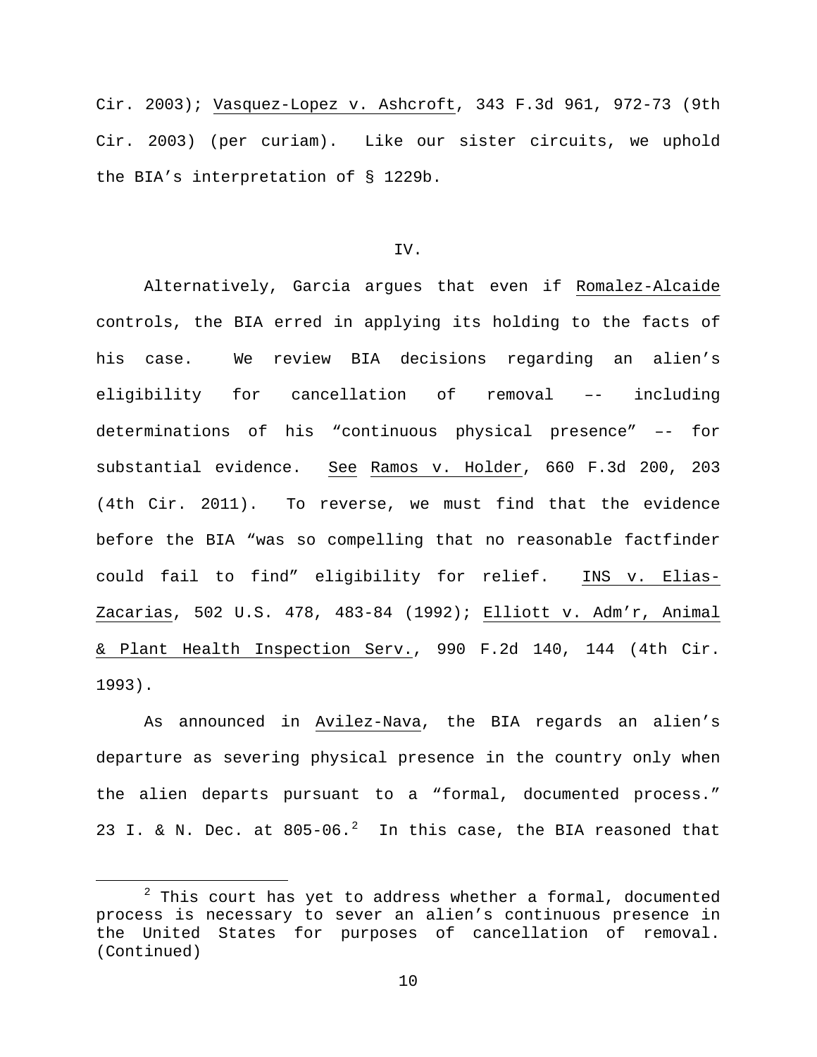Cir. 2003); Vasquez-Lopez v. Ashcroft, 343 F.3d 961, 972-73 (9th Cir. 2003) (per curiam). Like our sister circuits, we uphold the BIA's interpretation of § 1229b.

## IV.

Alternatively, Garcia argues that even if Romalez-Alcaide controls, the BIA erred in applying its holding to the facts of his case. We review BIA decisions regarding an alien's eligibility for cancellation of removal –- including determinations of his "continuous physical presence" –- for substantial evidence. See Ramos v. Holder, 660 F.3d 200, 203 (4th Cir. 2011). To reverse, we must find that the evidence before the BIA "was so compelling that no reasonable factfinder could fail to find" eligibility for relief. INS v. Elias-Zacarias, 502 U.S. 478, 483-84 (1992); Elliott v. Adm'r, Animal & Plant Health Inspection Serv., 990 F.2d 140, 144 (4th Cir. 1993).

As announced in Avilez-Nava, the BIA regards an alien's departure as severing physical presence in the country only when the alien departs pursuant to a "formal, documented process." 23 I. & N. Dec. at 805-06.[2] In this case, the BIA reasoned that

[2] This court has yet to address whether a formal, documented process is necessary to sever an alien's continuous presence in the United States for purposes of cancellation of removal. (Continued)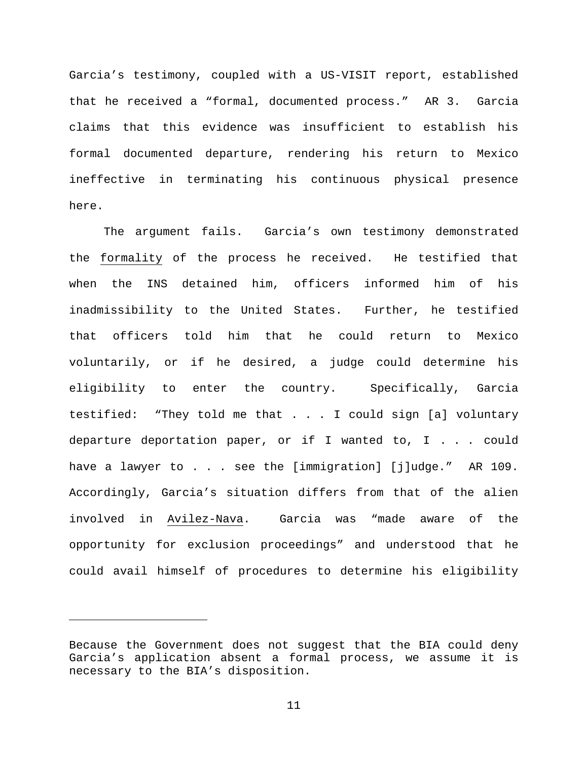Garcia's testimony, coupled with a US-VISIT report, established that he received a "formal, documented process." AR 3. Garcia claims that this evidence was insufficient to establish his formal documented departure, rendering his return to Mexico ineffective in terminating his continuous physical presence here.

The argument fails. Garcia's own testimony demonstrated the <u>formality</u> of the process he received. He testified that when the INS detained him, officers informed him of his inadmissibility to the United States. Further, he testified that officers told him that he could return to Mexico voluntarily, or if he desired, a judge could determine his eligibility to enter the country. Specifically, Garcia testified: "They told me that . . . I could sign [a] voluntary departure deportation paper, or if I wanted to, I . . . could have a lawyer to . . . see the [immigration] [j]udge." AR 109. Accordingly, Garcia's situation differs from that of the alien involved in <u>Avilez-Nava</u>. Garcia was "made aware of the opportunity for exclusion proceedings" and understood that he could avail himself of procedures to determine his eligibility

---

Because the Government does not suggest that the BIA could deny Garcia's application absent a formal process, we assume it is necessary to the BIA's disposition.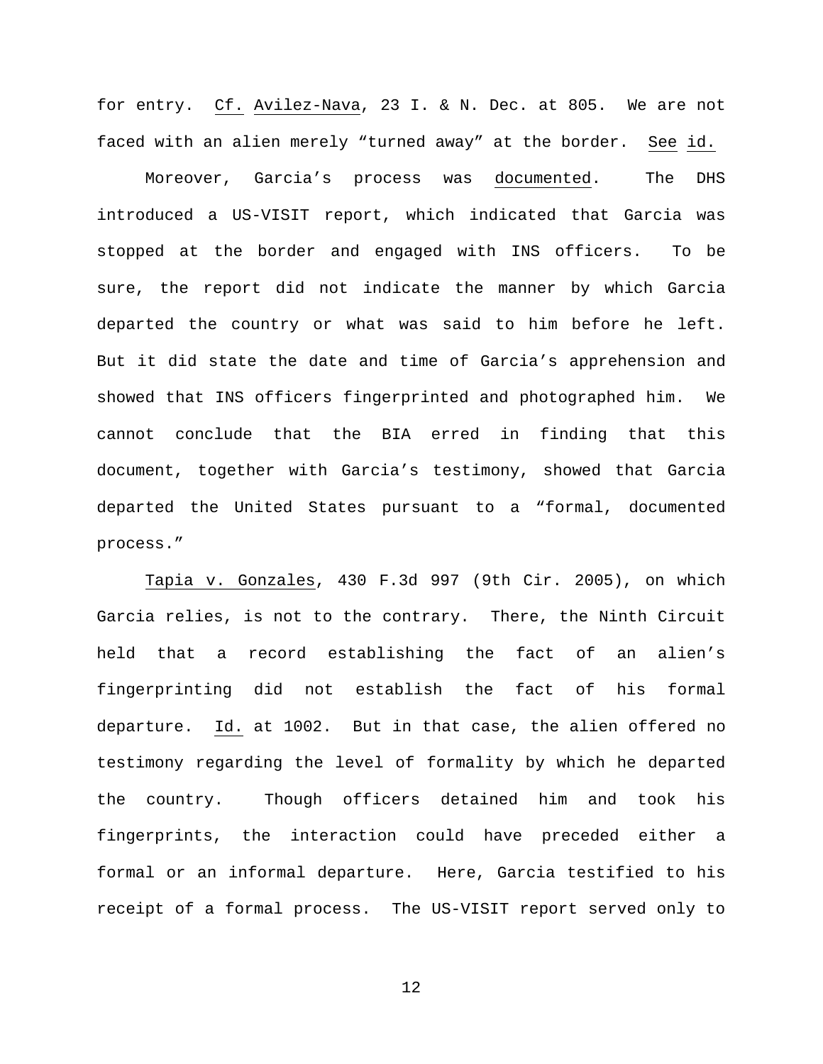for entry. *Cf.* *Avilez-Nava*, 23 I. & N. Dec. at 805. We are not faced with an alien merely "turned away" at the border. *See* *id.*

Moreover, Garcia's process was *documented*. The DHS introduced a US-VISIT report, which indicated that Garcia was stopped at the border and engaged with INS officers. To be sure, the report did not indicate the manner by which Garcia departed the country or what was said to him before he left. But it did state the date and time of Garcia's apprehension and showed that INS officers fingerprinted and photographed him. We cannot conclude that the BIA erred in finding that this document, together with Garcia's testimony, showed that Garcia departed the United States pursuant to a "formal, documented process."

*Tapia v. Gonzales*, 430 F.3d 997 (9th Cir. 2005), on which Garcia relies, is not to the contrary. There, the Ninth Circuit held that a record establishing the fact of an alien's fingerprinting did not establish the fact of his formal departure. *Id.* at 1002. But in that case, the alien offered no testimony regarding the level of formality by which he departed the country. Though officers detained him and took his fingerprints, the interaction could have preceded either a formal or an informal departure. Here, Garcia testified to his receipt of a formal process. The US-VISIT report served only to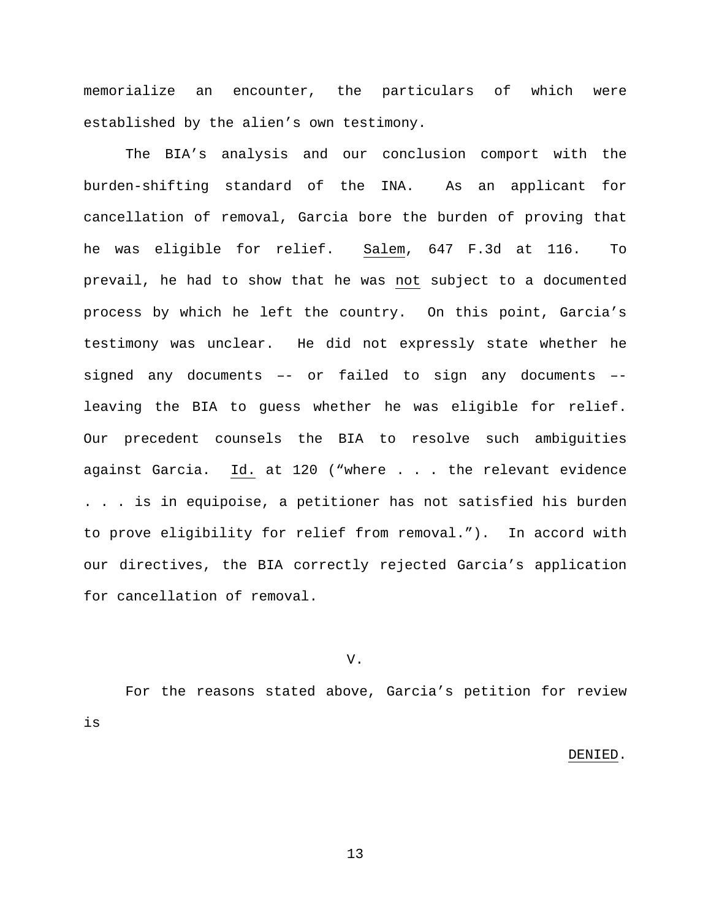memorialize an encounter, the particulars of which were established by the alien's own testimony.

The BIA's analysis and our conclusion comport with the burden-shifting standard of the INA. As an applicant for cancellation of removal, Garcia bore the burden of proving that he was eligible for relief. Salem, 647 F.3d at 116. To prevail, he had to show that he was not subject to a documented process by which he left the country. On this point, Garcia's testimony was unclear. He did not expressly state whether he signed any documents –- or failed to sign any documents –- leaving the BIA to guess whether he was eligible for relief. Our precedent counsels the BIA to resolve such ambiguities against Garcia. Id. at 120 ("where . . . the relevant evidence . . . is in equipoise, a petitioner has not satisfied his burden to prove eligibility for relief from removal."). In accord with our directives, the BIA correctly rejected Garcia's application for cancellation of removal.

## V.

For the reasons stated above, Garcia's petition for review is

DENIED.